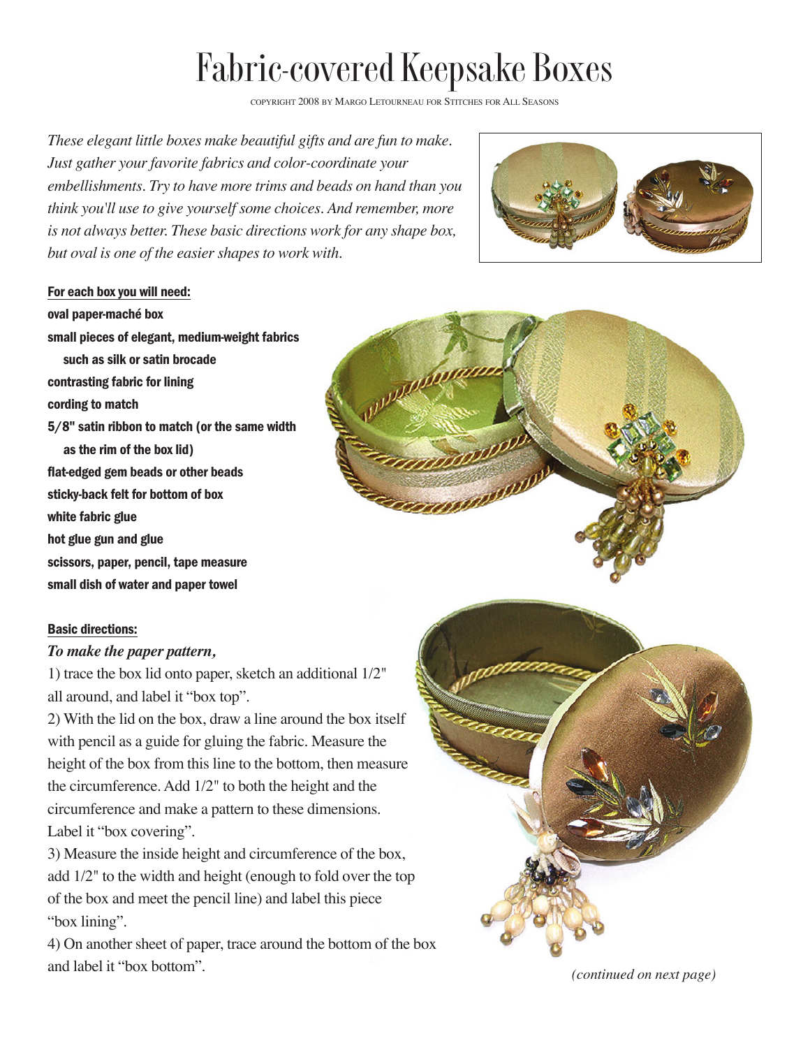# Fabric-covered Keepsake Boxes

COPYRIGHT 2008 BY MARGO LETOURNEAU FOR STITCHES FOR ALL SEASONS

*These elegant little boxes make beautiful gifts and are fun to make. Just gather your favorite fabrics and color-coordinate your embellishments. Try to have more trims and beads on hand than you think you'll use to give yourself some choices. And remember, more is not always better. These basic directions work for any shape box, but oval is one of the easier shapes to work with.*

**For each box you will need:**

**oval paper-maché box**
**small pieces of elegant, medium-weight fabrics such as silk or satin brocade**
**contrasting fabric for lining**
**cording to match**
**5/8" satin ribbon to match (or the same width as the rim of the box lid)**
**flat-edged gem beads or other beads**
**sticky-back felt for bottom of box**
**white fabric glue**
**hot glue gun and glue**
**scissors, paper, pencil, tape measure**
**small dish of water and paper towel**

**Basic directions:**

***To make the paper pattern,***

1) trace the box lid onto paper, sketch an additional 1/2" all around, and label it "box top".

2) With the lid on the box, draw a line around the box itself with pencil as a guide for gluing the fabric. Measure the height of the box from this line to the bottom, then measure the circumference. Add 1/2" to both the height and the circumference and make a pattern to these dimensions. Label it "box covering".

3) Measure the inside height and circumference of the box, add 1/2" to the width and height (enough to fold over the top of the box and meet the pencil line) and label this piece "box lining".

4) On another sheet of paper, trace around the bottom of the box and label it "box bottom".

*(continued on next page)*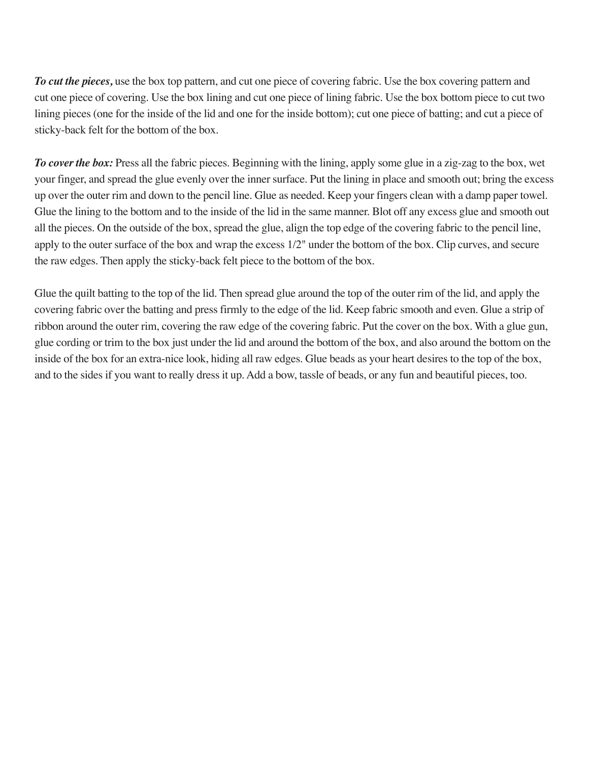***To cut the pieces,*** use the box top pattern, and cut one piece of covering fabric. Use the box covering pattern and cut one piece of covering. Use the box lining and cut one piece of lining fabric. Use the box bottom piece to cut two lining pieces (one for the inside of the lid and one for the inside bottom); cut one piece of batting; and cut a piece of sticky-back felt for the bottom of the box.

***To cover the box:*** Press all the fabric pieces. Beginning with the lining, apply some glue in a zig-zag to the box, wet your finger, and spread the glue evenly over the inner surface. Put the lining in place and smooth out; bring the excess up over the outer rim and down to the pencil line. Glue as needed. Keep your fingers clean with a damp paper towel. Glue the lining to the bottom and to the inside of the lid in the same manner. Blot off any excess glue and smooth out all the pieces. On the outside of the box, spread the glue, align the top edge of the covering fabric to the pencil line, apply to the outer surface of the box and wrap the excess 1/2" under the bottom of the box. Clip curves, and secure the raw edges. Then apply the sticky-back felt piece to the bottom of the box.

Glue the quilt batting to the top of the lid. Then spread glue around the top of the outer rim of the lid, and apply the covering fabric over the batting and press firmly to the edge of the lid. Keep fabric smooth and even. Glue a strip of ribbon around the outer rim, covering the raw edge of the covering fabric. Put the cover on the box. With a glue gun, glue cording or trim to the box just under the lid and around the bottom of the box, and also around the bottom on the inside of the box for an extra-nice look, hiding all raw edges. Glue beads as your heart desires to the top of the box, and to the sides if you want to really dress it up. Add a bow, tassle of beads, or any fun and beautiful pieces, too.